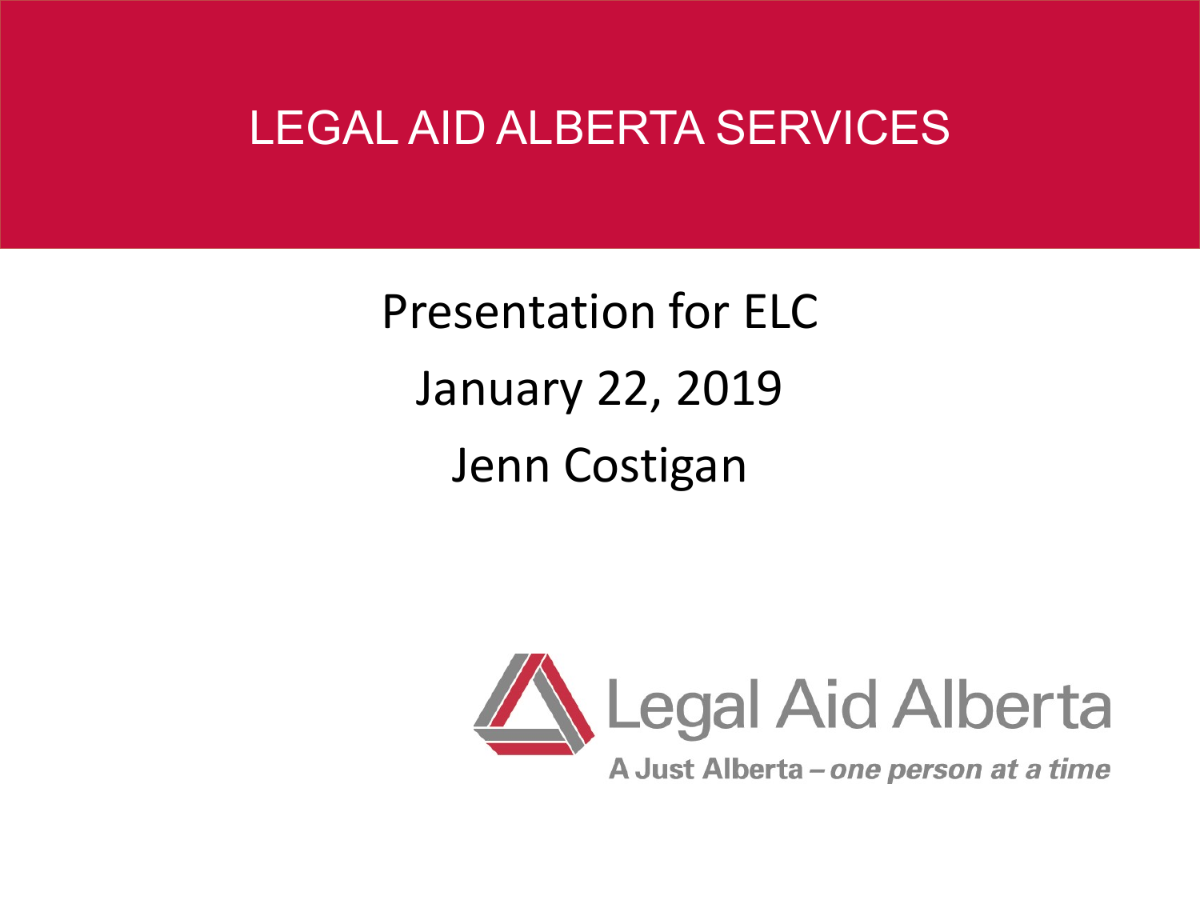# LEGAL AID ALBERTA SERVICES

Presentation for ELC

January 22, 2019

Jenn Costigan

Legal Aid Alberta

A Just Alberta – *one person at a time*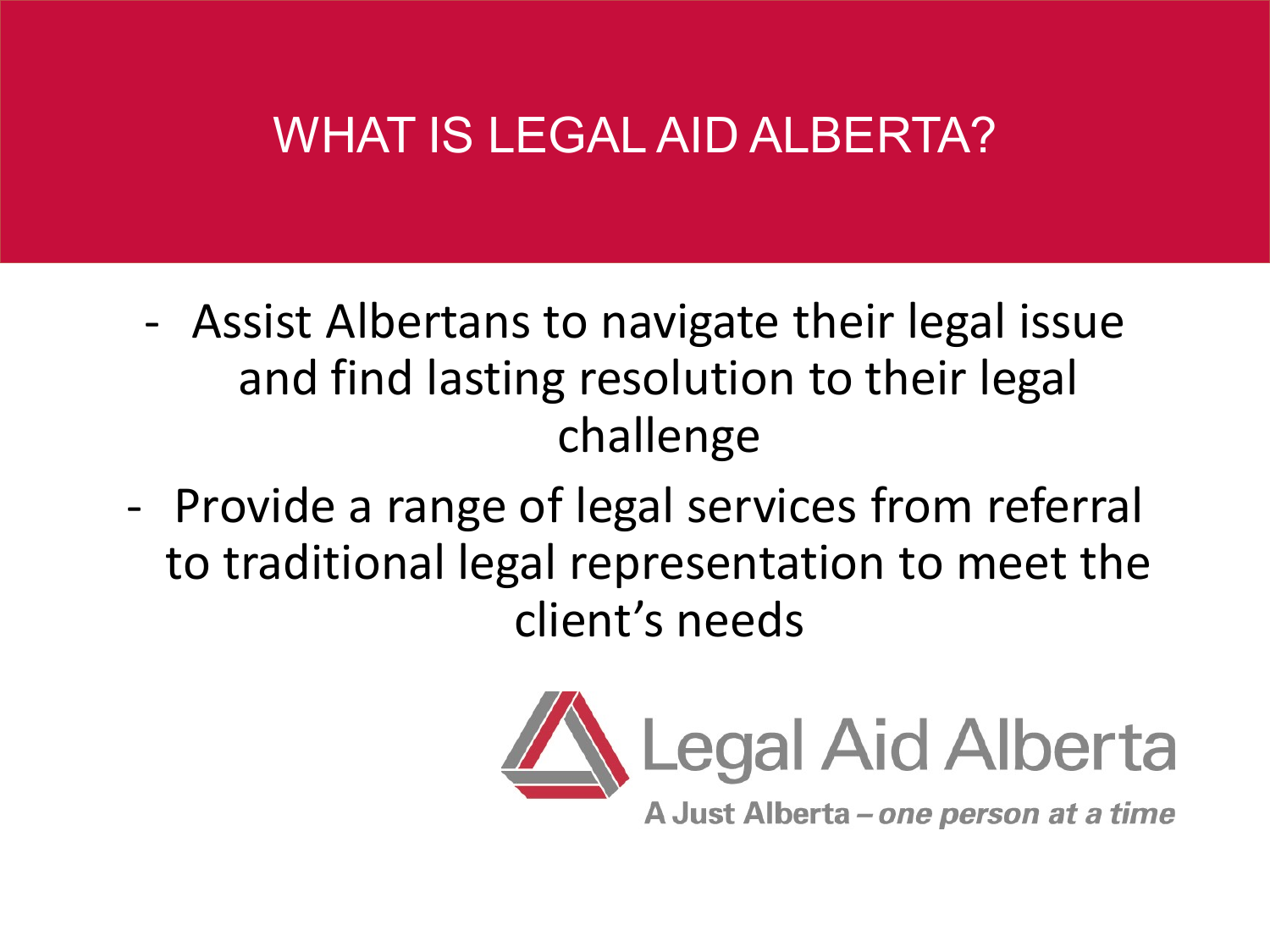# WHAT IS LEGAL AID ALBERTA?

- Assist Albertans to navigate their legal issue and find lasting resolution to their legal challenge
- Provide a range of legal services from referral to traditional legal representation to meet the client's needs

Legal Aid Alberta

A Just Alberta – *one person at a time*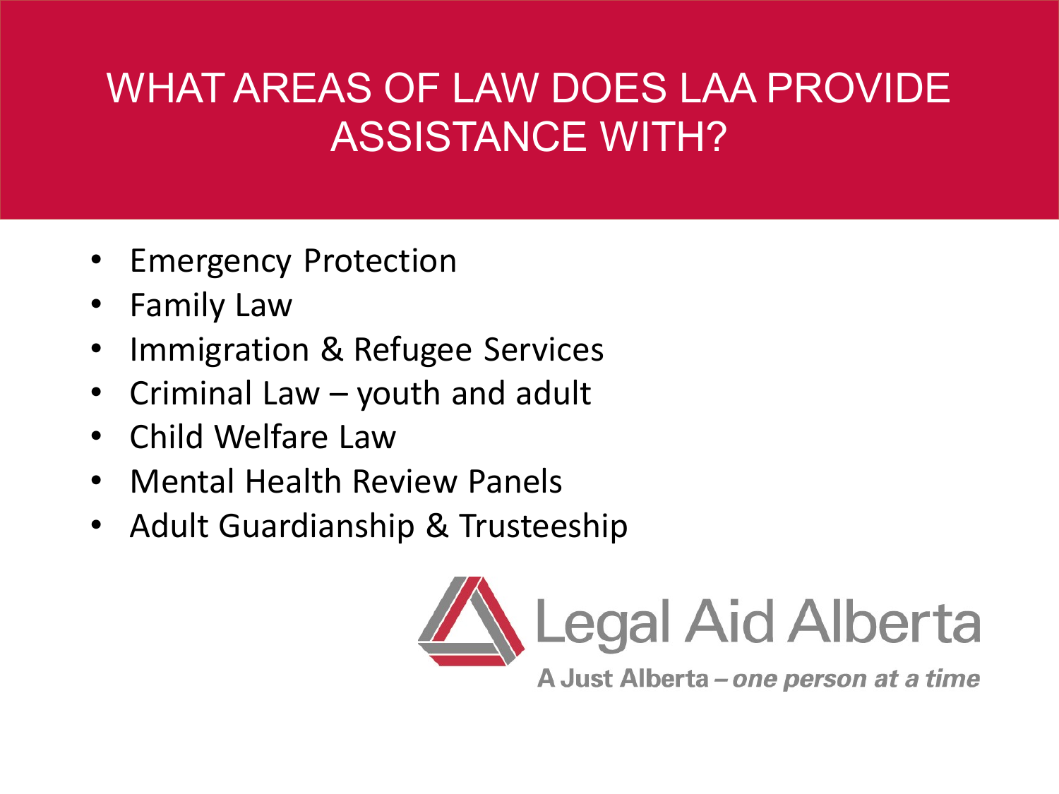# WHAT AREAS OF LAW DOES LAA PROVIDE ASSISTANCE WITH?

- Emergency Protection
- Family Law
- Immigration & Refugee Services
- Criminal Law – youth and adult
- Child Welfare Law
- Mental Health Review Panels
- Adult Guardianship & Trusteeship

Legal Aid Alberta

A Just Alberta – *one person at a time*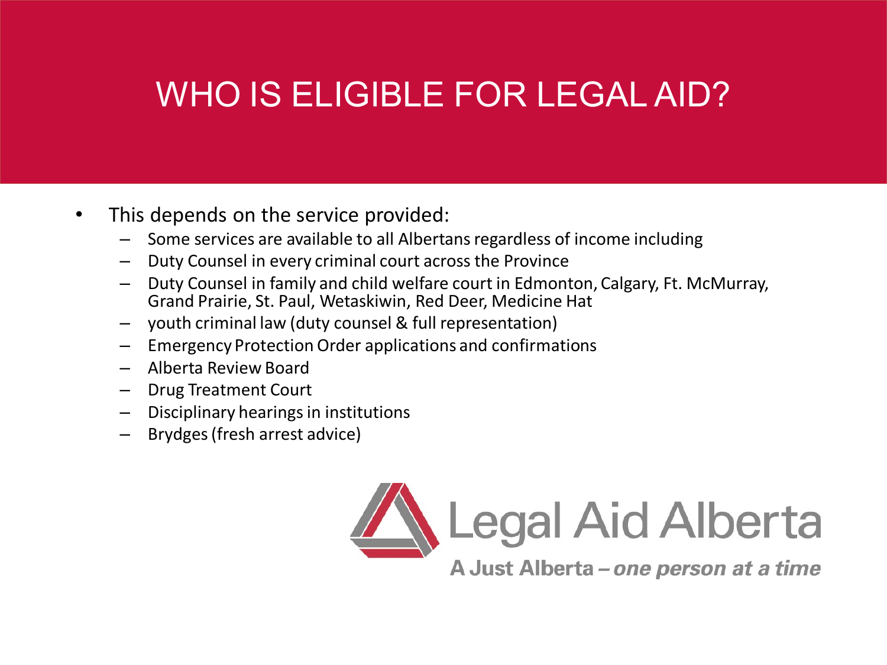# WHO IS ELIGIBLE FOR LEGAL AID?

- This depends on the service provided:
  - Some services are available to all Albertans regardless of income including
  - Duty Counsel in every criminal court across the Province
  - Duty Counsel in family and child welfare court in Edmonton, Calgary, Ft. McMurray, Grand Prairie, St. Paul, Wetaskiwin, Red Deer, Medicine Hat
  - youth criminal law (duty counsel & full representation)
  - Emergency Protection Order applications and confirmations
  - Alberta Review Board
  - Drug Treatment Court
  - Disciplinary hearings in institutions
  - Brydges (fresh arrest advice)

Legal Aid Alberta

**A Just Alberta –** ***one person at a time***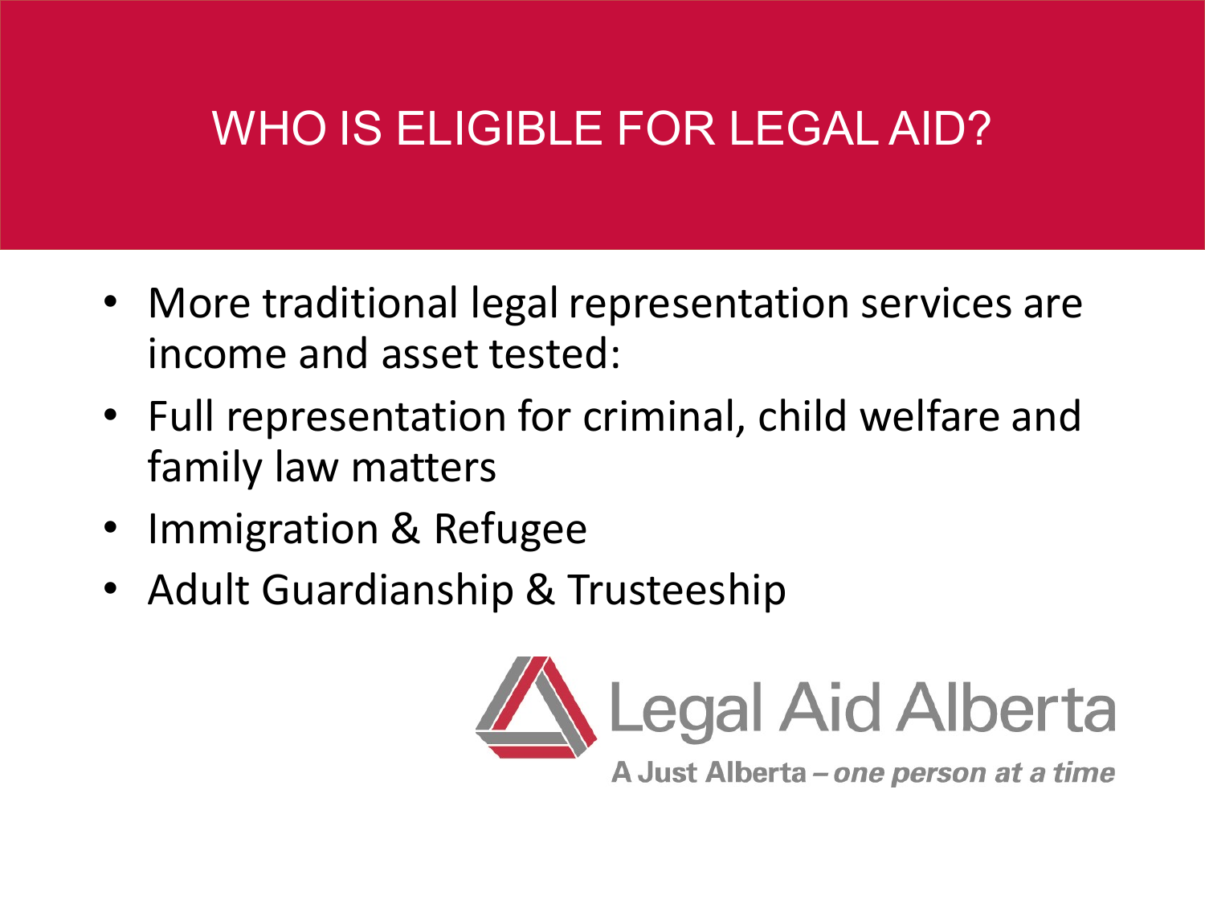# WHO IS ELIGIBLE FOR LEGAL AID?

- More traditional legal representation services are income and asset tested:
- Full representation for criminal, child welfare and family law matters
- Immigration & Refugee
- Adult Guardianship & Trusteeship

Legal Aid Alberta

A Just Alberta – *one person at a time*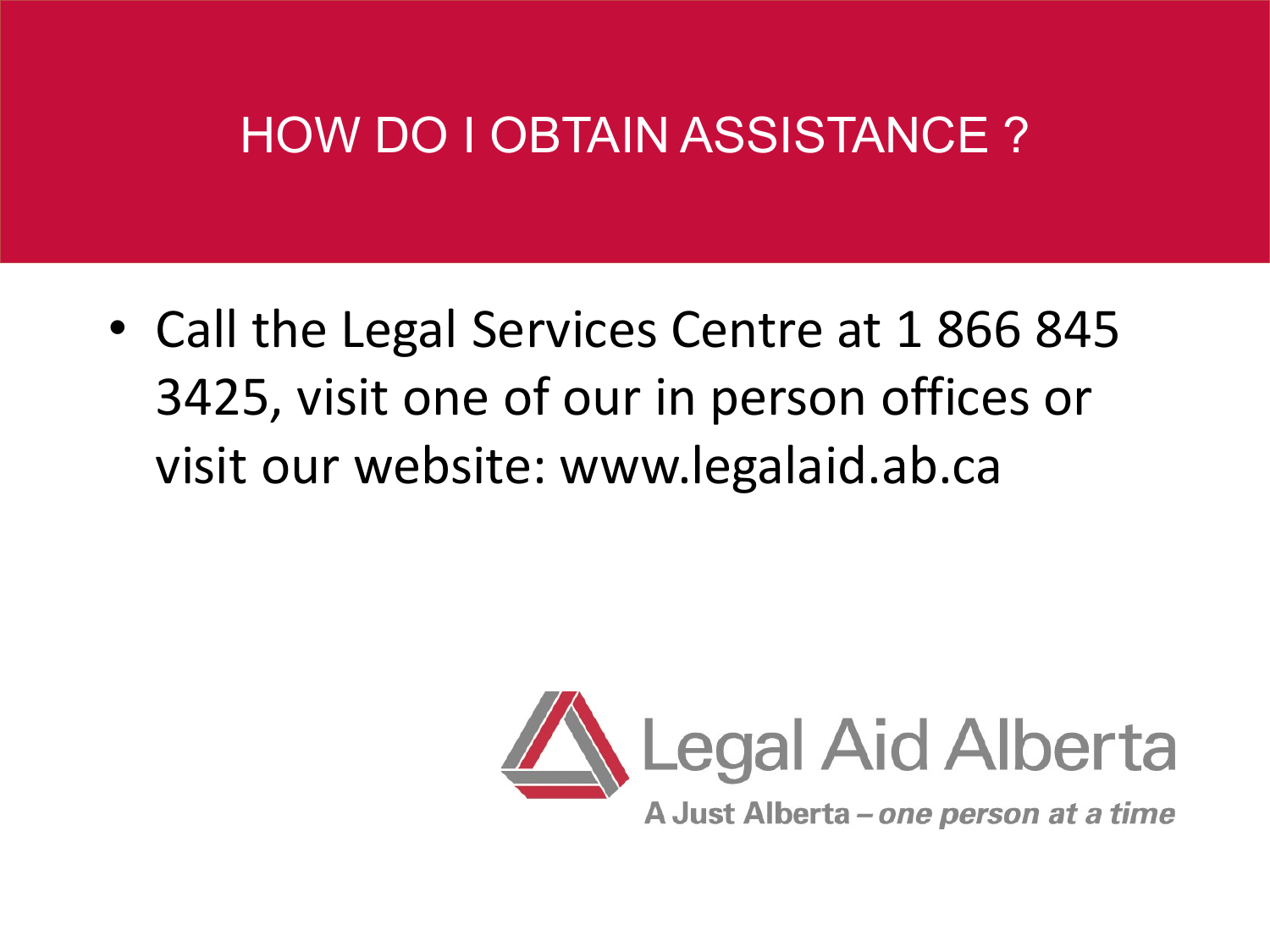# HOW DO I OBTAIN ASSISTANCE ?

- Call the Legal Services Centre at 1 866 845 3425, visit one of our in person offices or visit our website: www.legalaid.ab.ca

Legal Aid Alberta

A Just Alberta – *one person at a time*